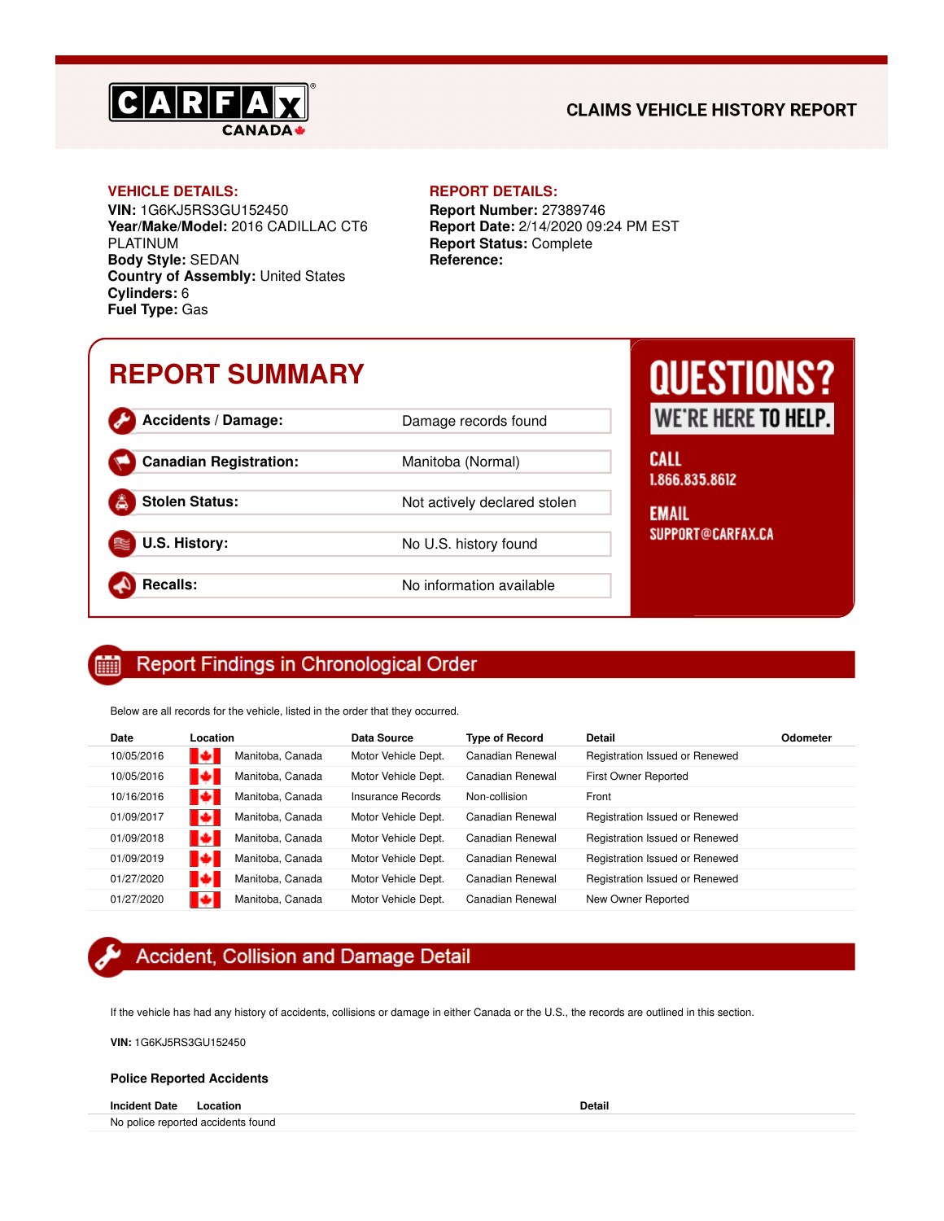CARFAX CANADA

# CLAIMS VEHICLE HISTORY REPORT

**VEHICLE DETAILS:**
**VIN:** 1G6KJ5RS3GU152450
**Year/Make/Model:** 2016 CADILLAC CT6 PLATINUM
**Body Style:** SEDAN
**Country of Assembly:** United States
**Cylinders:** 6
**Fuel Type:** Gas

**REPORT DETAILS:**
**Report Number:** 27389746
**Report Date:** 2/14/2020 09:24 PM EST
**Report Status:** Complete
**Reference:**

## REPORT SUMMARY

| | |
|---|---|
| **Accidents / Damage:** | Damage records found |
| **Canadian Registration:** | Manitoba (Normal) |
| **Stolen Status:** | Not actively declared stolen |
| **U.S. History:** | No U.S. history found |
| **Recalls:** | No information available |

**QUESTIONS?** WE'RE HERE TO HELP.

**CALL** 1.866.835.8612

**EMAIL** SUPPORT@CARFAX.CA

## Report Findings in Chronological Order

Below are all records for the vehicle, listed in the order that they occurred.

| Date | Location | Data Source | Type of Record | Detail | Odometer |
|---|---|---|---|---|---|
| 10/05/2016 | Manitoba, Canada | Motor Vehicle Dept. | Canadian Renewal | Registration Issued or Renewed | |
| 10/05/2016 | Manitoba, Canada | Motor Vehicle Dept. | Canadian Renewal | First Owner Reported | |
| 10/16/2016 | Manitoba, Canada | Insurance Records | Non-collision | Front | |
| 01/09/2017 | Manitoba, Canada | Motor Vehicle Dept. | Canadian Renewal | Registration Issued or Renewed | |
| 01/09/2018 | Manitoba, Canada | Motor Vehicle Dept. | Canadian Renewal | Registration Issued or Renewed | |
| 01/09/2019 | Manitoba, Canada | Motor Vehicle Dept. | Canadian Renewal | Registration Issued or Renewed | |
| 01/27/2020 | Manitoba, Canada | Motor Vehicle Dept. | Canadian Renewal | Registration Issued or Renewed | |
| 01/27/2020 | Manitoba, Canada | Motor Vehicle Dept. | Canadian Renewal | New Owner Reported | |

## Accident, Collision and Damage Detail

If the vehicle has had any history of accidents, collisions or damage in either Canada or the U.S., the records are outlined in this section.

**VIN:** 1G6KJ5RS3GU152450

### Police Reported Accidents

| Incident Date | Location | Detail |
|---|---|---|
| No police reported accidents found | | |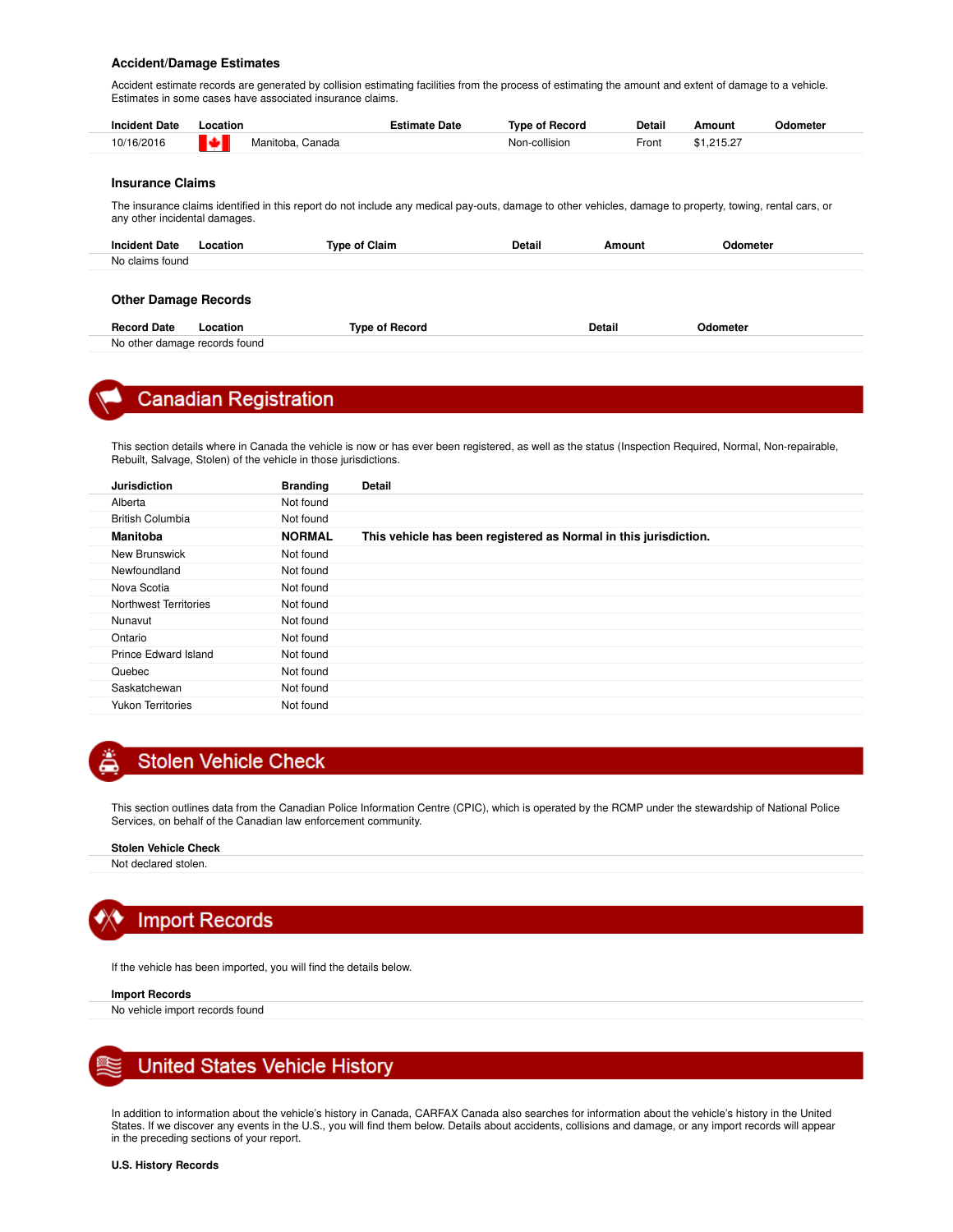### Accident/Damage Estimates

Accident estimate records are generated by collision estimating facilities from the process of estimating the amount and extent of damage to a vehicle. Estimates in some cases have associated insurance claims.

| Incident Date | Location | Estimate Date | Type of Record | Detail | Amount | Odometer |
|---|---|---|---|---|---|---|
| 10/16/2016 | Manitoba, Canada | | Non-collision | Front | $1,215.27 | |

### Insurance Claims

The insurance claims identified in this report do not include any medical pay-outs, damage to other vehicles, damage to property, towing, rental cars, or any other incidental damages.

| Incident Date | Location | Type of Claim | Detail | Amount | Odometer |
|---|---|---|---|---|---|
| No claims found | | | | | |

### Other Damage Records

| Record Date | Location | Type of Record | Detail | Odometer |
|---|---|---|---|---|
| No other damage records found | | | | |

## Canadian Registration

This section details where in Canada the vehicle is now or has ever been registered, as well as the status (Inspection Required, Normal, Non-repairable, Rebuilt, Salvage, Stolen) of the vehicle in those jurisdictions.

| Jurisdiction | Branding | Detail |
|---|---|---|
| Alberta | Not found | |
| British Columbia | Not found | |
| **Manitoba** | **NORMAL** | **This vehicle has been registered as Normal in this jurisdiction.** |
| New Brunswick | Not found | |
| Newfoundland | Not found | |
| Nova Scotia | Not found | |
| Northwest Territories | Not found | |
| Nunavut | Not found | |
| Ontario | Not found | |
| Prince Edward Island | Not found | |
| Quebec | Not found | |
| Saskatchewan | Not found | |
| Yukon Territories | Not found | |

## Stolen Vehicle Check

This section outlines data from the Canadian Police Information Centre (CPIC), which is operated by the RCMP under the stewardship of National Police Services, on behalf of the Canadian law enforcement community.

**Stolen Vehicle Check**

Not declared stolen.

## Import Records

If the vehicle has been imported, you will find the details below.

**Import Records**

No vehicle import records found

## United States Vehicle History

In addition to information about the vehicle's history in Canada, CARFAX Canada also searches for information about the vehicle's history in the United States. If we discover any events in the U.S., you will find them below. Details about accidents, collisions and damage, or any import records will appear in the preceding sections of your report.

**U.S. History Records**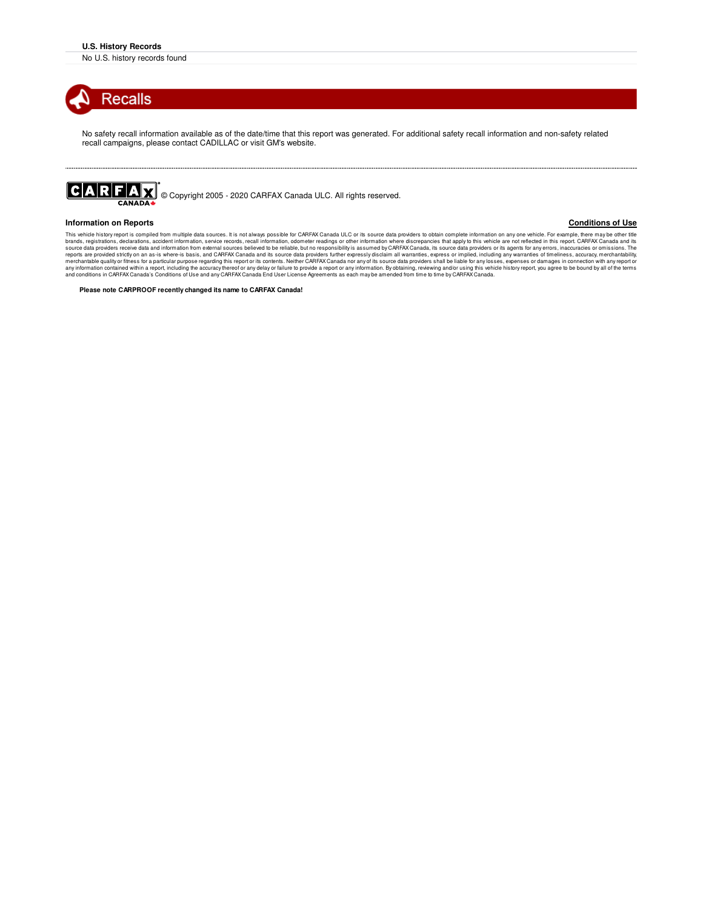**U.S. History Records**

No U.S. history records found

## Recalls

No safety recall information available as of the date/time that this report was generated. For additional safety recall information and non-safety related recall campaigns, please contact CADILLAC or visit GM's website.

---

CARFAX CANADA © Copyright 2005 - 2020 CARFAX Canada ULC. All rights reserved.

**Information on Reports** **Conditions of Use**

This vehicle history report is compiled from multiple data sources. It is not always possible for CARFAX Canada ULC or its source data providers to obtain complete information on any one vehicle. For example, there may be other title brands, registrations, declarations, accident information, service records, recall information, odometer readings or other information where discrepancies that apply to this vehicle are not reflected in this report. CARFAX Canada and its source data providers receive data and information from external sources believed to be reliable, but no responsibility is assumed by CARFAX Canada, its source data providers or its agents for any errors, inaccuracies or omissions. The reports are provided strictly on an as-is where-is basis, and CARFAX Canada and its source data providers further expressly disclaim all warranties, express or implied, including any warranties of timeliness, accuracy, merchantability, merchantable quality or fitness for a particular purpose regarding this report or its contents. Neither CARFAX Canada nor any of its source data providers shall be liable for any losses, expenses or damages in connection with any report or any information contained within a report, including the accuracy thereof or any delay or failure to provide a report or any information. By obtaining, reviewing and/or using this vehicle history report, you agree to be bound by all of the terms and conditions in CARFAX Canada's Conditions of Use and any CARFAX Canada End User License Agreements as each may be amended from time to time by CARFAX Canada.

**Please note CARPROOF recently changed its name to CARFAX Canada!**